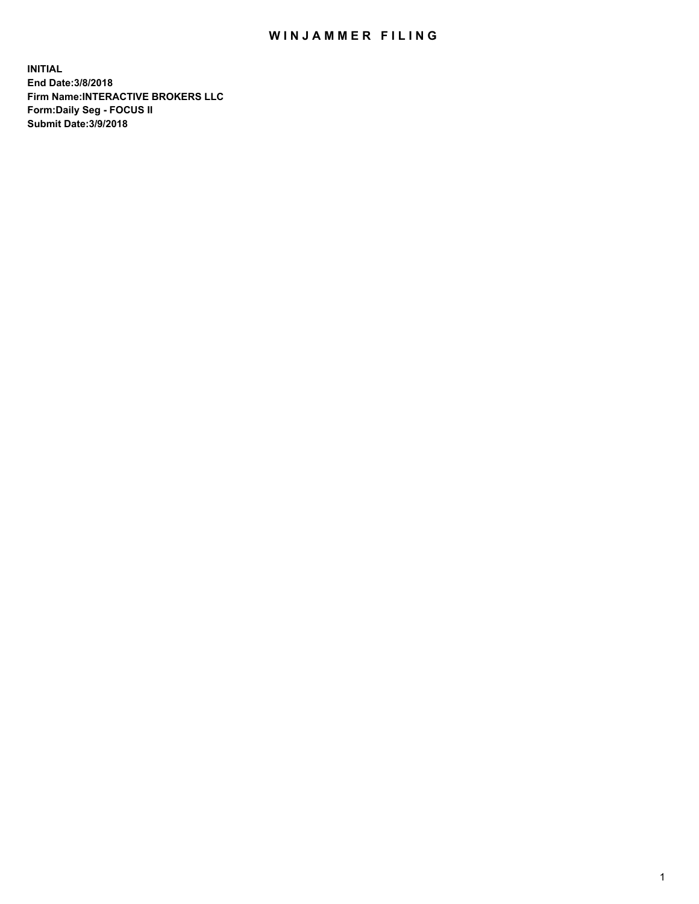# WINJAMMER FILING

**INITIAL**
**End Date:3/8/2018**
**Firm Name:INTERACTIVE BROKERS LLC**
**Form:Daily Seg - FOCUS II**
**Submit Date:3/9/2018**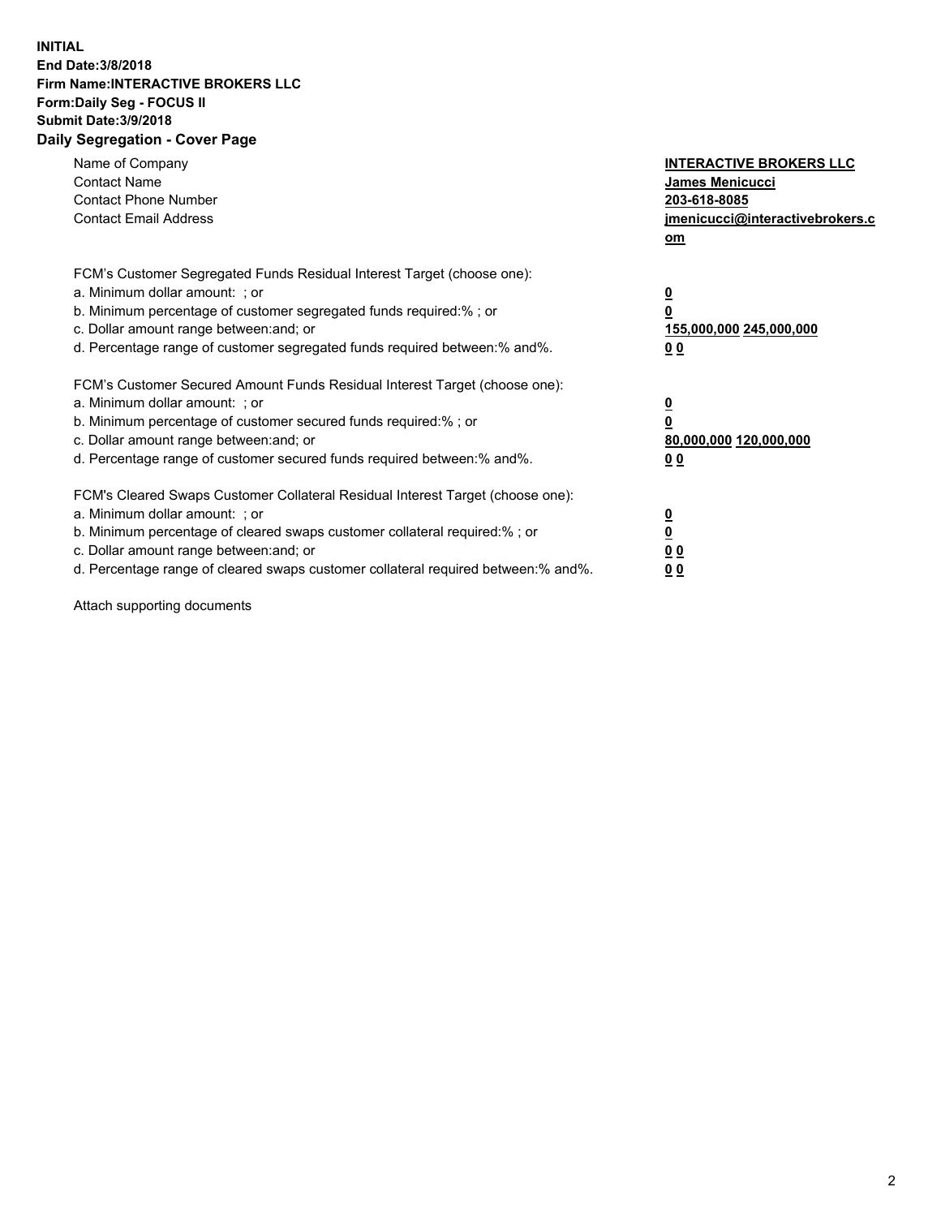**INITIAL**
**End Date:3/8/2018**
**Firm Name:INTERACTIVE BROKERS LLC**
**Form:Daily Seg - FOCUS II**
**Submit Date:3/9/2018**
**Daily Segregation - Cover Page**

| | |
|---|---|
| Name of Company | **INTERACTIVE BROKERS LLC** |
| Contact Name | **James Menicucci** |
| Contact Phone Number | **203-618-8085** |
| Contact Email Address | **jmenicucci@interactivebrokers.com** |

FCM's Customer Segregated Funds Residual Interest Target (choose one):

| | |
|---|---|
| a. Minimum dollar amount: ; or | **0** |
| b. Minimum percentage of customer segregated funds required:% ; or | **0** |
| c. Dollar amount range between:and; or | **155,000,000 245,000,000** |
| d. Percentage range of customer segregated funds required between:% and%. | **0 0** |

FCM's Customer Secured Amount Funds Residual Interest Target (choose one):

| | |
|---|---|
| a. Minimum dollar amount: ; or | **0** |
| b. Minimum percentage of customer secured funds required:% ; or | **0** |
| c. Dollar amount range between:and; or | **80,000,000 120,000,000** |
| d. Percentage range of customer secured funds required between:% and%. | **0 0** |

FCM's Cleared Swaps Customer Collateral Residual Interest Target (choose one):

| | |
|---|---|
| a. Minimum dollar amount: ; or | **0** |
| b. Minimum percentage of cleared swaps customer collateral required:% ; or | **0** |
| c. Dollar amount range between:and; or | **0 0** |
| d. Percentage range of cleared swaps customer collateral required between:% and%. | **0 0** |

Attach supporting documents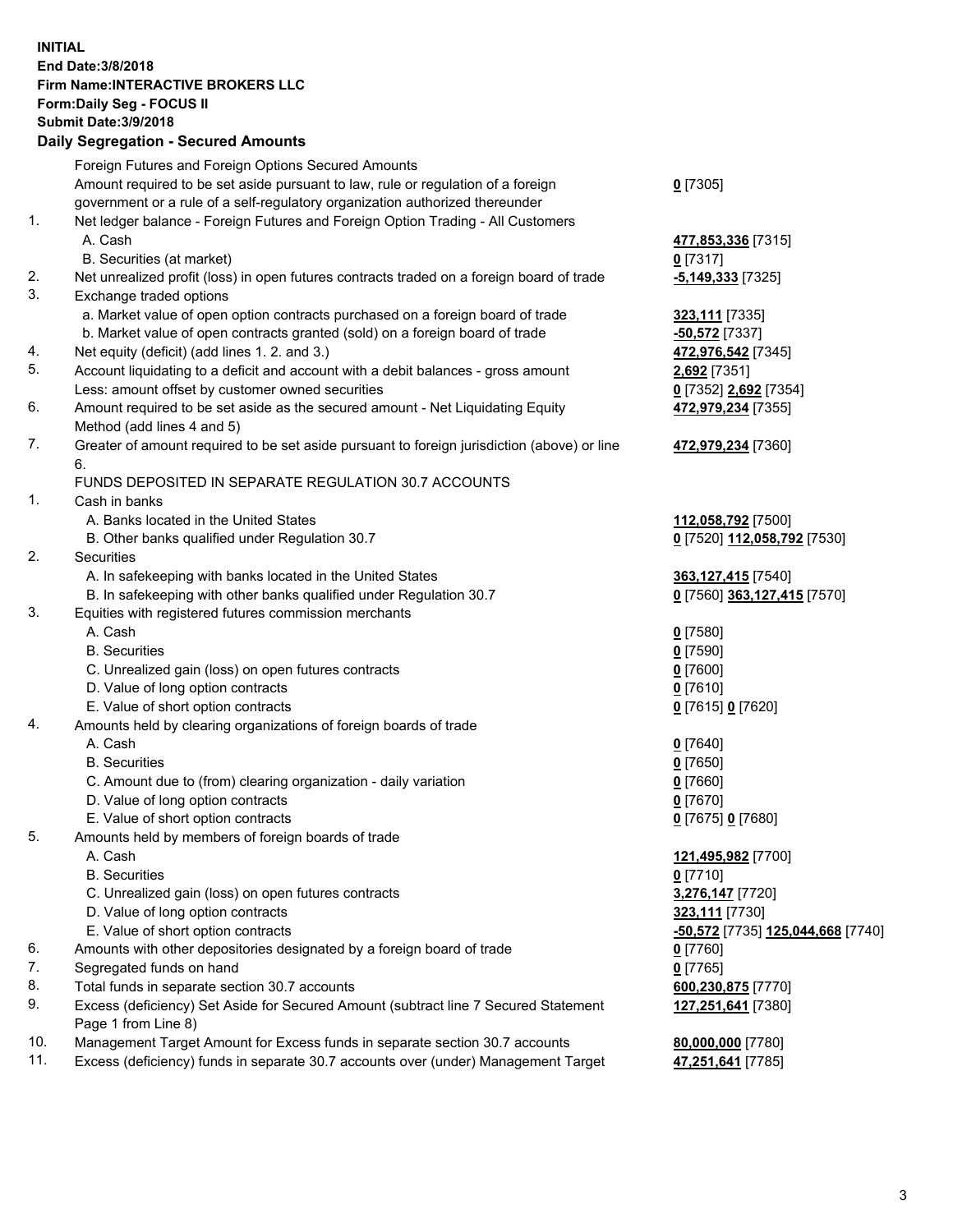**INITIAL**
**End Date:3/8/2018**
**Firm Name:INTERACTIVE BROKERS LLC**
**Form:Daily Seg - FOCUS II**
**Submit Date:3/9/2018**

### Daily Segregation - Secured Amounts

| | | |
|---|---|---|
| | Foreign Futures and Foreign Options Secured Amounts | |
| | Amount required to be set aside pursuant to law, rule or regulation of a foreign government or a rule of a self-regulatory organization authorized thereunder | **0** [7305] |
| 1. | Net ledger balance - Foreign Futures and Foreign Option Trading - All Customers | |
| | A. Cash | **477,853,336** [7315] |
| | B. Securities (at market) | **0** [7317] |
| 2. | Net unrealized profit (loss) in open futures contracts traded on a foreign board of trade | **-5,149,333** [7325] |
| 3. | Exchange traded options | |
| | a. Market value of open option contracts purchased on a foreign board of trade | **323,111** [7335] |
| | b. Market value of open contracts granted (sold) on a foreign board of trade | **-50,572** [7337] |
| 4. | Net equity (deficit) (add lines 1. 2. and 3.) | **472,976,542** [7345] |
| 5. | Account liquidating to a deficit and account with a debit balances - gross amount | **2,692** [7351] |
| | Less: amount offset by customer owned securities | **0** [7352] **2,692** [7354] |
| 6. | Amount required to be set aside as the secured amount - Net Liquidating Equity Method (add lines 4 and 5) | **472,979,234** [7355] |
| 7. | Greater of amount required to be set aside pursuant to foreign jurisdiction (above) or line 6. | **472,979,234** [7360] |
| | FUNDS DEPOSITED IN SEPARATE REGULATION 30.7 ACCOUNTS | |
| 1. | Cash in banks | |
| | A. Banks located in the United States | **112,058,792** [7500] |
| | B. Other banks qualified under Regulation 30.7 | **0** [7520] **112,058,792** [7530] |
| 2. | Securities | |
| | A. In safekeeping with banks located in the United States | **363,127,415** [7540] |
| | B. In safekeeping with other banks qualified under Regulation 30.7 | **0** [7560] **363,127,415** [7570] |
| 3. | Equities with registered futures commission merchants | |
| | A. Cash | **0** [7580] |
| | B. Securities | **0** [7590] |
| | C. Unrealized gain (loss) on open futures contracts | **0** [7600] |
| | D. Value of long option contracts | **0** [7610] |
| | E. Value of short option contracts | **0** [7615] **0** [7620] |
| 4. | Amounts held by clearing organizations of foreign boards of trade | |
| | A. Cash | **0** [7640] |
| | B. Securities | **0** [7650] |
| | C. Amount due to (from) clearing organization - daily variation | **0** [7660] |
| | D. Value of long option contracts | **0** [7670] |
| | E. Value of short option contracts | **0** [7675] **0** [7680] |
| 5. | Amounts held by members of foreign boards of trade | |
| | A. Cash | **121,495,982** [7700] |
| | B. Securities | **0** [7710] |
| | C. Unrealized gain (loss) on open futures contracts | **3,276,147** [7720] |
| | D. Value of long option contracts | **323,111** [7730] |
| | E. Value of short option contracts | **-50,572** [7735] **125,044,668** [7740] |
| 6. | Amounts with other depositories designated by a foreign board of trade | **0** [7760] |
| 7. | Segregated funds on hand | **0** [7765] |
| 8. | Total funds in separate section 30.7 accounts | **600,230,875** [7770] |
| 9. | Excess (deficiency) Set Aside for Secured Amount (subtract line 7 Secured Statement Page 1 from Line 8) | **127,251,641** [7380] |
| 10. | Management Target Amount for Excess funds in separate section 30.7 accounts | **80,000,000** [7780] |
| 11. | Excess (deficiency) funds in separate 30.7 accounts over (under) Management Target | **47,251,641** [7785] |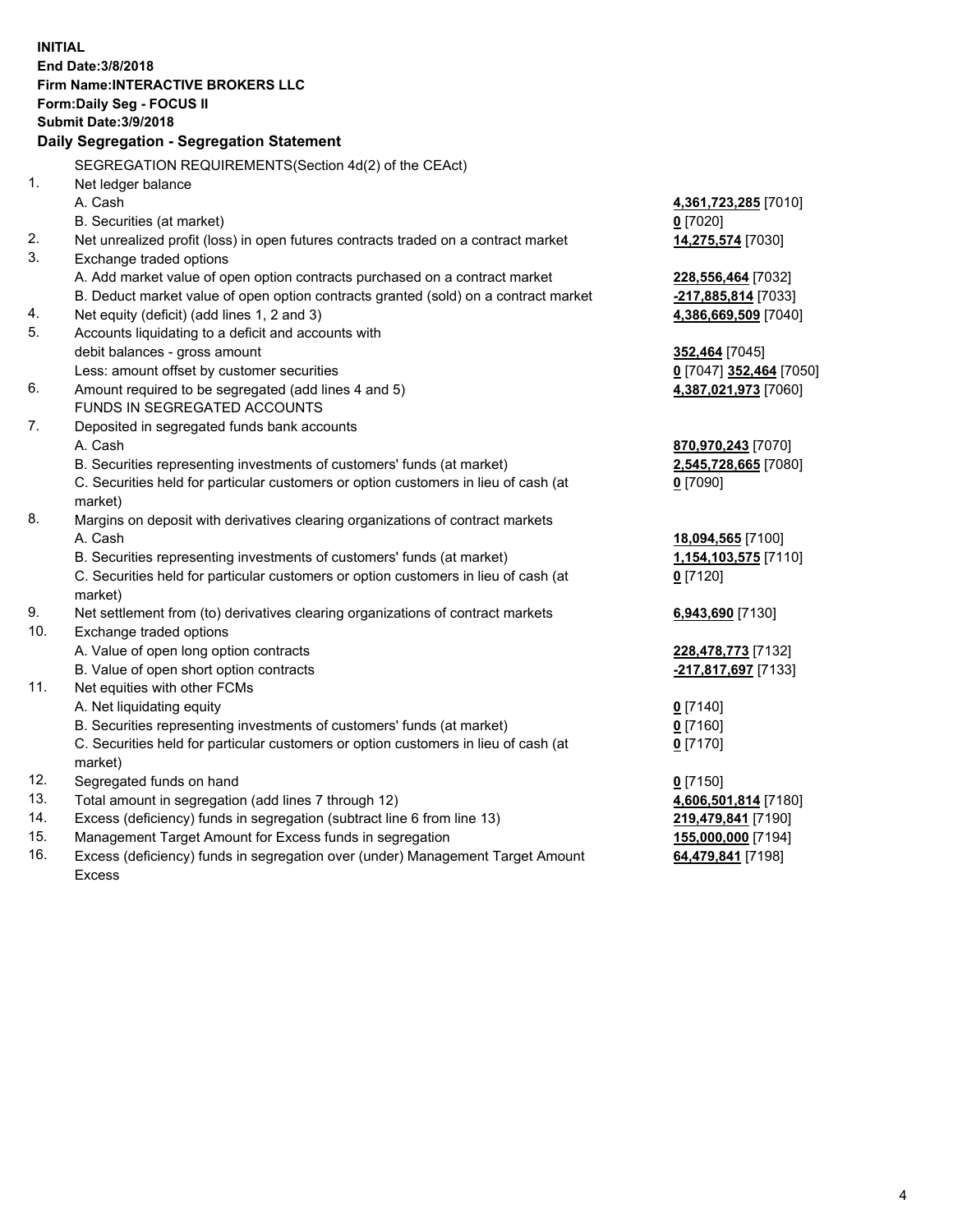**INITIAL**
**End Date:3/8/2018**
**Firm Name:INTERACTIVE BROKERS LLC**
**Form:Daily Seg - FOCUS II**
**Submit Date:3/9/2018**
**Daily Segregation - Segregation Statement**

| | | |
|---|---|---|
| | SEGREGATION REQUIREMENTS(Section 4d(2) of the CEAct) | |
| 1. | Net ledger balance | |
| | A. Cash | **4,361,723,285** [7010] |
| | B. Securities (at market) | **0** [7020] |
| 2. | Net unrealized profit (loss) in open futures contracts traded on a contract market | **14,275,574** [7030] |
| 3. | Exchange traded options | |
| | A. Add market value of open option contracts purchased on a contract market | **228,556,464** [7032] |
| | B. Deduct market value of open option contracts granted (sold) on a contract market | **-217,885,814** [7033] |
| 4. | Net equity (deficit) (add lines 1, 2 and 3) | **4,386,669,509** [7040] |
| 5. | Accounts liquidating to a deficit and accounts with | |
| | debit balances - gross amount | **352,464** [7045] |
| | Less: amount offset by customer securities | **0** [7047] **352,464** [7050] |
| 6. | Amount required to be segregated (add lines 4 and 5) | **4,387,021,973** [7060] |
| | FUNDS IN SEGREGATED ACCOUNTS | |
| 7. | Deposited in segregated funds bank accounts | |
| | A. Cash | **870,970,243** [7070] |
| | B. Securities representing investments of customers' funds (at market) | **2,545,728,665** [7080] |
| | C. Securities held for particular customers or option customers in lieu of cash (at market) | **0** [7090] |
| 8. | Margins on deposit with derivatives clearing organizations of contract markets | |
| | A. Cash | **18,094,565** [7100] |
| | B. Securities representing investments of customers' funds (at market) | **1,154,103,575** [7110] |
| | C. Securities held for particular customers or option customers in lieu of cash (at market) | **0** [7120] |
| 9. | Net settlement from (to) derivatives clearing organizations of contract markets | **6,943,690** [7130] |
| 10. | Exchange traded options | |
| | A. Value of open long option contracts | **228,478,773** [7132] |
| | B. Value of open short option contracts | **-217,817,697** [7133] |
| 11. | Net equities with other FCMs | |
| | A. Net liquidating equity | **0** [7140] |
| | B. Securities representing investments of customers' funds (at market) | **0** [7160] |
| | C. Securities held for particular customers or option customers in lieu of cash (at market) | **0** [7170] |
| 12. | Segregated funds on hand | **0** [7150] |
| 13. | Total amount in segregation (add lines 7 through 12) | **4,606,501,814** [7180] |
| 14. | Excess (deficiency) funds in segregation (subtract line 6 from line 13) | **219,479,841** [7190] |
| 15. | Management Target Amount for Excess funds in segregation | **155,000,000** [7194] |
| 16. | Excess (deficiency) funds in segregation over (under) Management Target Amount Excess | **64,479,841** [7198] |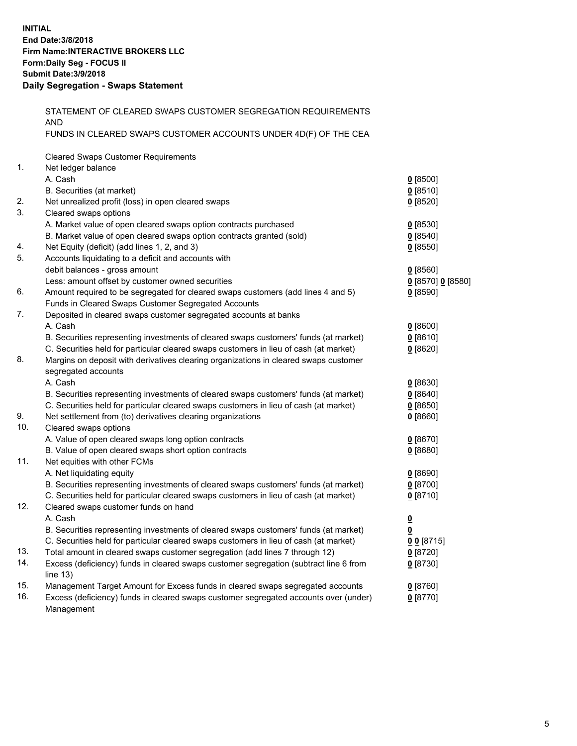**INITIAL**
**End Date:3/8/2018**
**Firm Name:INTERACTIVE BROKERS LLC**
**Form:Daily Seg - FOCUS II**
**Submit Date:3/9/2018**
**Daily Segregation - Swaps Statement**

STATEMENT OF CLEARED SWAPS CUSTOMER SEGREGATION REQUIREMENTS AND FUNDS IN CLEARED SWAPS CUSTOMER ACCOUNTS UNDER 4D(F) OF THE CEA

| | | |
|---|---|---|
| | Cleared Swaps Customer Requirements | |
| 1. | Net ledger balance | |
| | A. Cash | 0 [8500] |
| | B. Securities (at market) | 0 [8510] |
| 2. | Net unrealized profit (loss) in open cleared swaps | 0 [8520] |
| 3. | Cleared swaps options | |
| | A. Market value of open cleared swaps option contracts purchased | 0 [8530] |
| | B. Market value of open cleared swaps option contracts granted (sold) | 0 [8540] |
| 4. | Net Equity (deficit) (add lines 1, 2, and 3) | 0 [8550] |
| 5. | Accounts liquidating to a deficit and accounts with debit balances - gross amount | 0 [8560] |
| | Less: amount offset by customer owned securities | 0 [8570] 0 [8580] |
| 6. | Amount required to be segregated for cleared swaps customers (add lines 4 and 5) | 0 [8590] |
| | Funds in Cleared Swaps Customer Segregated Accounts | |
| 7. | Deposited in cleared swaps customer segregated accounts at banks | |
| | A. Cash | 0 [8600] |
| | B. Securities representing investments of cleared swaps customers' funds (at market) | 0 [8610] |
| | C. Securities held for particular cleared swaps customers in lieu of cash (at market) | 0 [8620] |
| 8. | Margins on deposit with derivatives clearing organizations in cleared swaps customer segregated accounts | |
| | A. Cash | 0 [8630] |
| | B. Securities representing investments of cleared swaps customers' funds (at market) | 0 [8640] |
| | C. Securities held for particular cleared swaps customers in lieu of cash (at market) | 0 [8650] |
| 9. | Net settlement from (to) derivatives clearing organizations | 0 [8660] |
| 10. | Cleared swaps options | |
| | A. Value of open cleared swaps long option contracts | 0 [8670] |
| | B. Value of open cleared swaps short option contracts | 0 [8680] |
| 11. | Net equities with other FCMs | |
| | A. Net liquidating equity | 0 [8690] |
| | B. Securities representing investments of cleared swaps customers' funds (at market) | 0 [8700] |
| | C. Securities held for particular cleared swaps customers in lieu of cash (at market) | 0 [8710] |
| 12. | Cleared swaps customer funds on hand | |
| | A. Cash | 0 |
| | B. Securities representing investments of cleared swaps customers' funds (at market) | 0 |
| | C. Securities held for particular cleared swaps customers in lieu of cash (at market) | 0 0 [8715] |
| 13. | Total amount in cleared swaps customer segregation (add lines 7 through 12) | 0 [8720] |
| 14. | Excess (deficiency) funds in cleared swaps customer segregation (subtract line 6 from line 13) | 0 [8730] |
| 15. | Management Target Amount for Excess funds in cleared swaps segregated accounts | 0 [8760] |
| 16. | Excess (deficiency) funds in cleared swaps customer segregated accounts over (under) Management | 0 [8770] |